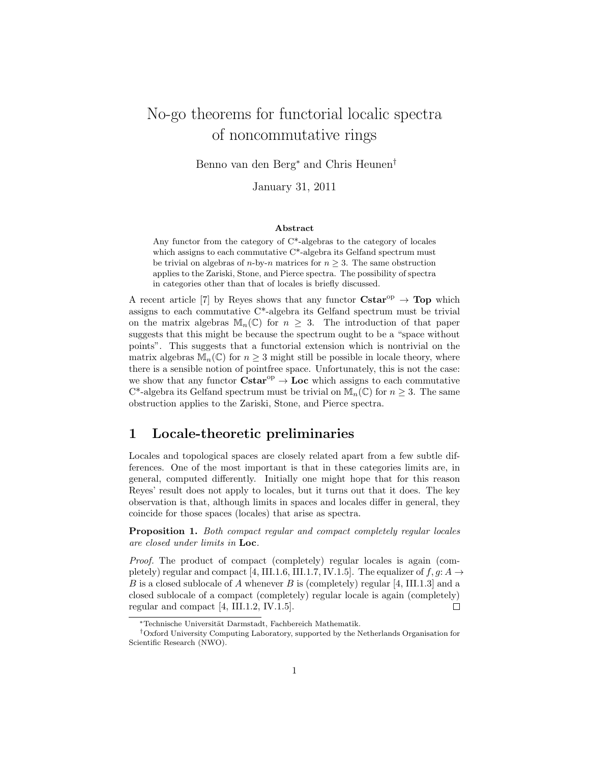# No-go theorems for functorial localic spectra of noncommutative rings

Benno van den Berg* and Chris Heunen†

January 31, 2011

### Abstract

Any functor from the category of C*-algebras to the category of locales which assigns to each commutative C*-algebra its Gelfand spectrum must be trivial on algebras of $n$-by-$n$ matrices for $n \geq 3$. The same obstruction applies to the Zariski, Stone, and Pierce spectra. The possibility of spectra in categories other than that of locales is briefly discussed.

A recent article [7] by Reyes shows that any functor $\mathbf{Cstar}^{\mathrm{op}} \to \mathbf{Top}$ which assigns to each commutative C*-algebra its Gelfand spectrum must be trivial on the matrix algebras $\mathbb{M}_n(\mathbb{C})$ for $n \geq 3$. The introduction of that paper suggests that this might be because the spectrum ought to be a "space without points". This suggests that a functorial extension which is nontrivial on the matrix algebras $\mathbb{M}_n(\mathbb{C})$ for $n \geq 3$ might still be possible in locale theory, where there is a sensible notion of pointfree space. Unfortunately, this is not the case: we show that any functor $\mathbf{Cstar}^{\mathrm{op}} \to \mathbf{Loc}$ which assigns to each commutative C*-algebra its Gelfand spectrum must be trivial on $\mathbb{M}_n(\mathbb{C})$ for $n \geq 3$. The same obstruction applies to the Zariski, Stone, and Pierce spectra.

## 1 Locale-theoretic preliminaries

Locales and topological spaces are closely related apart from a few subtle differences. One of the most important is that in these categories limits are, in general, computed differently. Initially one might hope that for this reason Reyes' result does not apply to locales, but it turns out that it does. The key observation is that, although limits in spaces and locales differ in general, they coincide for those spaces (locales) that arise as spectra.

**Proposition 1.** *Both compact regular and compact completely regular locales are closed under limits in* $\mathbf{Loc}$.

*Proof.* The product of compact (completely) regular locales is again (completely) regular and compact [4, III.1.6, III.1.7, IV.1.5]. The equalizer of $f, g \colon A \to B$ is a closed sublocale of $A$ whenever $B$ is (completely) regular [4, III.1.3] and a closed sublocale of a compact (completely) regular locale is again (completely) regular and compact [4, III.1.2, IV.1.5]. ☐

*Technische Universität Darmstadt, Fachbereich Mathematik.

†Oxford University Computing Laboratory, supported by the Netherlands Organisation for Scientific Research (NWO).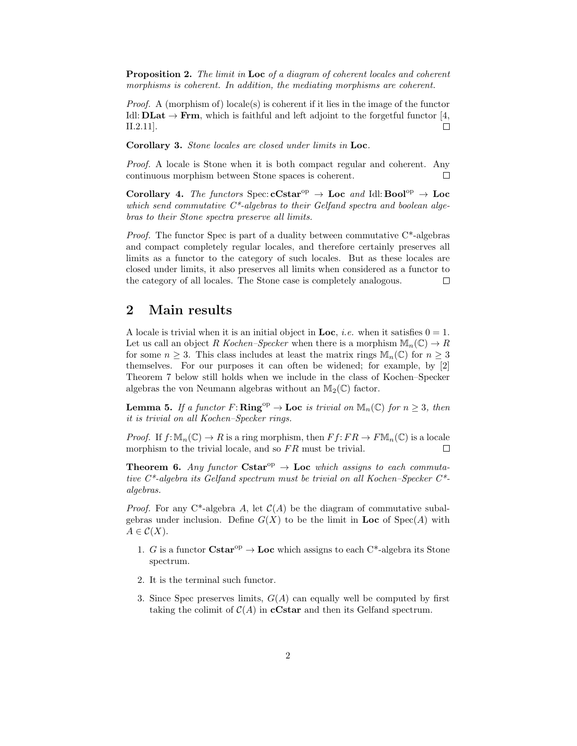**Proposition 2.** *The limit in* **Loc** *of a diagram of coherent locales and coherent morphisms is coherent. In addition, the mediating morphisms are coherent.*

*Proof.* A (morphism of) locale(s) is coherent if it lies in the image of the functor Idl: **DLat** $\to$ **Frm**, which is faithful and left adjoint to the forgetful functor [4, II.2.11]. □

**Corollary 3.** *Stone locales are closed under limits in* **Loc**.

*Proof.* A locale is Stone when it is both compact regular and coherent. Any continuous morphism between Stone spaces is coherent. □

**Corollary 4.** *The functors* Spec: $\mathbf{cCstar}^{\mathrm{op}} \to \mathbf{Loc}$ *and* Idl: $\mathbf{Bool}^{\mathrm{op}} \to \mathbf{Loc}$ *which send commutative C\*-algebras to their Gelfand spectra and boolean algebras to their Stone spectra preserve all limits.*

*Proof.* The functor Spec is part of a duality between commutative C\*-algebras and compact completely regular locales, and therefore certainly preserves all limits as a functor to the category of such locales. But as these locales are closed under limits, it also preserves all limits when considered as a functor to the category of all locales. The Stone case is completely analogous. □

## 2 Main results

A locale is trivial when it is an initial object in **Loc**, *i.e.* when it satisfies $0 = 1$. Let us call an object $R$ *Kochen–Specker* when there is a morphism $\mathbb{M}_n(\mathbb{C}) \to R$ for some $n \geq 3$. This class includes at least the matrix rings $\mathbb{M}_n(\mathbb{C})$ for $n \geq 3$ themselves. For our purposes it can often be widened; for example, by [2] Theorem 7 below still holds when we include in the class of Kochen–Specker algebras the von Neumann algebras without an $\mathbb{M}_2(\mathbb{C})$ factor.

**Lemma 5.** *If a functor* $F \colon \mathbf{Ring}^{\mathrm{op}} \to \mathbf{Loc}$ *is trivial on* $\mathbb{M}_n(\mathbb{C})$ *for* $n \geq 3$*, then it is trivial on all Kochen–Specker rings.*

*Proof.* If $f \colon \mathbb{M}_n(\mathbb{C}) \to R$ is a ring morphism, then $Ff \colon FR \to F\mathbb{M}_n(\mathbb{C})$ is a locale morphism to the trivial locale, and so $FR$ must be trivial. □

**Theorem 6.** *Any functor* $\mathbf{Cstar}^{\mathrm{op}} \to \mathbf{Loc}$ *which assigns to each commutative C\*-algebra its Gelfand spectrum must be trivial on all Kochen–Specker C\*-algebras.*

*Proof.* For any C\*-algebra $A$, let $\mathcal{C}(A)$ be the diagram of commutative subalgebras under inclusion. Define $G(X)$ to be the limit in **Loc** of Spec$(A)$ with $A \in \mathcal{C}(X)$.

1. $G$ is a functor $\mathbf{Cstar}^{\mathrm{op}} \to \mathbf{Loc}$ which assigns to each C\*-algebra its Stone spectrum.
2. It is the terminal such functor.
3. Since Spec preserves limits, $G(A)$ can equally well be computed by first taking the colimit of $\mathcal{C}(A)$ in **cCstar** and then its Gelfand spectrum.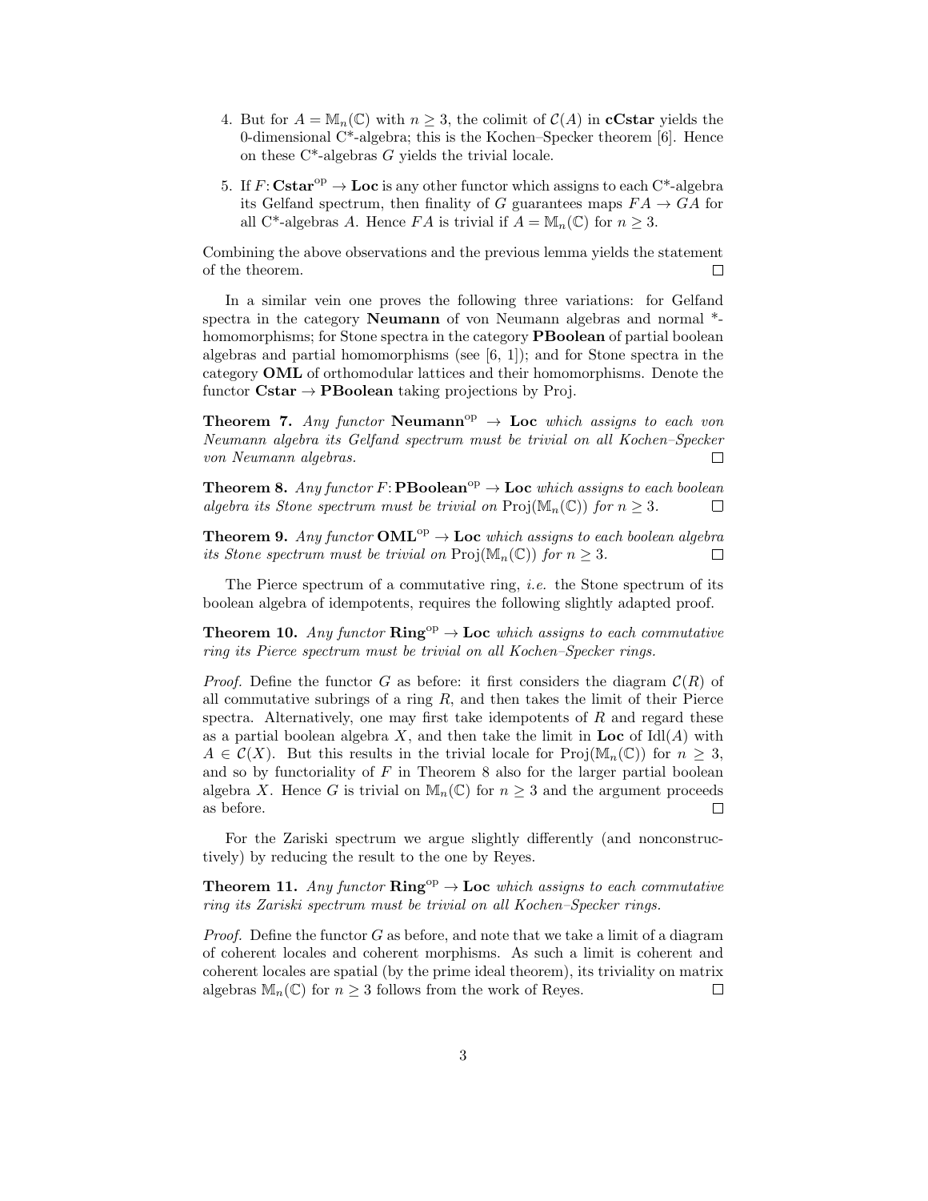4. But for $A = \mathbb{M}_n(\mathbb{C})$ with $n \geq 3$, the colimit of $\mathcal{C}(A)$ in **cCstar** yields the 0-dimensional C*-algebra; this is the Kochen–Specker theorem [6]. Hence on these C*-algebras $G$ yields the trivial locale.

5. If $F\colon \mathbf{Cstar}^{\mathrm{op}} \to \mathbf{Loc}$ is any other functor which assigns to each C*-algebra its Gelfand spectrum, then finality of $G$ guarantees maps $FA \to GA$ for all C*-algebras $A$. Hence $FA$ is trivial if $A = \mathbb{M}_n(\mathbb{C})$ for $n \geq 3$.

Combining the above observations and the previous lemma yields the statement of the theorem. □

In a similar vein one proves the following three variations: for Gelfand spectra in the category **Neumann** of von Neumann algebras and normal \*-homomorphisms; for Stone spectra in the category **PBoolean** of partial boolean algebras and partial homomorphisms (see [6, 1]); and for Stone spectra in the category **OML** of orthomodular lattices and their homomorphisms. Denote the functor $\mathbf{Cstar} \to \mathbf{PBoolean}$ taking projections by Proj.

**Theorem 7.** *Any functor* $\mathbf{Neumann}^{\mathrm{op}} \to \mathbf{Loc}$ *which assigns to each von Neumann algebra its Gelfand spectrum must be trivial on all Kochen–Specker von Neumann algebras.* □

**Theorem 8.** *Any functor* $F\colon \mathbf{PBoolean}^{\mathrm{op}} \to \mathbf{Loc}$ *which assigns to each boolean algebra its Stone spectrum must be trivial on* $\mathrm{Proj}(\mathbb{M}_n(\mathbb{C}))$ *for* $n \geq 3$. □

**Theorem 9.** *Any functor* $\mathbf{OML}^{\mathrm{op}} \to \mathbf{Loc}$ *which assigns to each boolean algebra its Stone spectrum must be trivial on* $\mathrm{Proj}(\mathbb{M}_n(\mathbb{C}))$ *for* $n \geq 3$. □

The Pierce spectrum of a commutative ring, *i.e.* the Stone spectrum of its boolean algebra of idempotents, requires the following slightly adapted proof.

**Theorem 10.** *Any functor* $\mathbf{Ring}^{\mathrm{op}} \to \mathbf{Loc}$ *which assigns to each commutative ring its Pierce spectrum must be trivial on all Kochen–Specker rings.*

*Proof.* Define the functor $G$ as before: it first considers the diagram $\mathcal{C}(R)$ of all commutative subrings of a ring $R$, and then takes the limit of their Pierce spectra. Alternatively, one may first take idempotents of $R$ and regard these as a partial boolean algebra $X$, and then take the limit in **Loc** of $\mathrm{Idl}(A)$ with $A \in \mathcal{C}(X)$. But this results in the trivial locale for $\mathrm{Proj}(\mathbb{M}_n(\mathbb{C}))$ for $n \geq 3$, and so by functoriality of $F$ in Theorem 8 also for the larger partial boolean algebra $X$. Hence $G$ is trivial on $\mathbb{M}_n(\mathbb{C})$ for $n \geq 3$ and the argument proceeds as before. □

For the Zariski spectrum we argue slightly differently (and nonconstructively) by reducing the result to the one by Reyes.

**Theorem 11.** *Any functor* $\mathbf{Ring}^{\mathrm{op}} \to \mathbf{Loc}$ *which assigns to each commutative ring its Zariski spectrum must be trivial on all Kochen–Specker rings.*

*Proof.* Define the functor $G$ as before, and note that we take a limit of a diagram of coherent locales and coherent morphisms. As such a limit is coherent and coherent locales are spatial (by the prime ideal theorem), its triviality on matrix algebras $\mathbb{M}_n(\mathbb{C})$ for $n \geq 3$ follows from the work of Reyes. □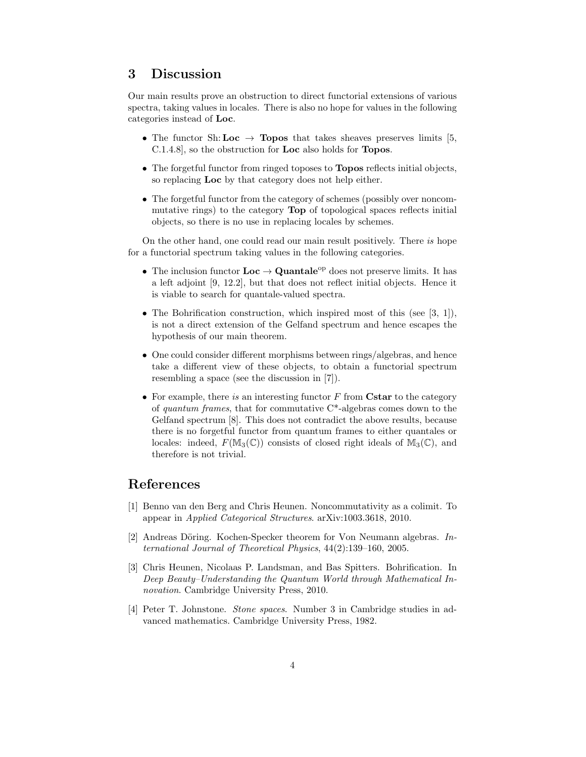## 3 Discussion

Our main results prove an obstruction to direct functorial extensions of various spectra, taking values in locales. There is also no hope for values in the following categories instead of **Loc**.

- The functor Sh: **Loc** $\to$ **Topos** that takes sheaves preserves limits [5, C.1.4.8], so the obstruction for **Loc** also holds for **Topos**.
- The forgetful functor from ringed toposes to **Topos** reflects initial objects, so replacing **Loc** by that category does not help either.
- The forgetful functor from the category of schemes (possibly over noncommutative rings) to the category **Top** of topological spaces reflects initial objects, so there is no use in replacing locales by schemes.

On the other hand, one could read our main result positively. There *is* hope for a functorial spectrum taking values in the following categories.

- The inclusion functor **Loc** $\to$ **Quantale**$^{\text{op}}$ does not preserve limits. It has a left adjoint [9, 12.2], but that does not reflect initial objects. Hence it is viable to search for quantale-valued spectra.
- The Bohrification construction, which inspired most of this (see [3, 1]), is not a direct extension of the Gelfand spectrum and hence escapes the hypothesis of our main theorem.
- One could consider different morphisms between rings/algebras, and hence take a different view of these objects, to obtain a functorial spectrum resembling a space (see the discussion in [7]).
- For example, there *is* an interesting functor $F$ from **Cstar** to the category of *quantum frames*, that for commutative C*-algebras comes down to the Gelfand spectrum [8]. This does not contradict the above results, because there is no forgetful functor from quantum frames to either quantales or locales: indeed, $F(\mathbb{M}_3(\mathbb{C}))$ consists of closed right ideals of $\mathbb{M}_3(\mathbb{C})$, and therefore is not trivial.

## References

[1] Benno van den Berg and Chris Heunen. Noncommutativity as a colimit. To appear in *Applied Categorical Structures*. arXiv:1003.3618, 2010.

[2] Andreas Döring. Kochen-Specker theorem for Von Neumann algebras. *International Journal of Theoretical Physics*, 44(2):139–160, 2005.

[3] Chris Heunen, Nicolaas P. Landsman, and Bas Spitters. Bohrification. In *Deep Beauty–Understanding the Quantum World through Mathematical Innovation*. Cambridge University Press, 2010.

[4] Peter T. Johnstone. *Stone spaces*. Number 3 in Cambridge studies in advanced mathematics. Cambridge University Press, 1982.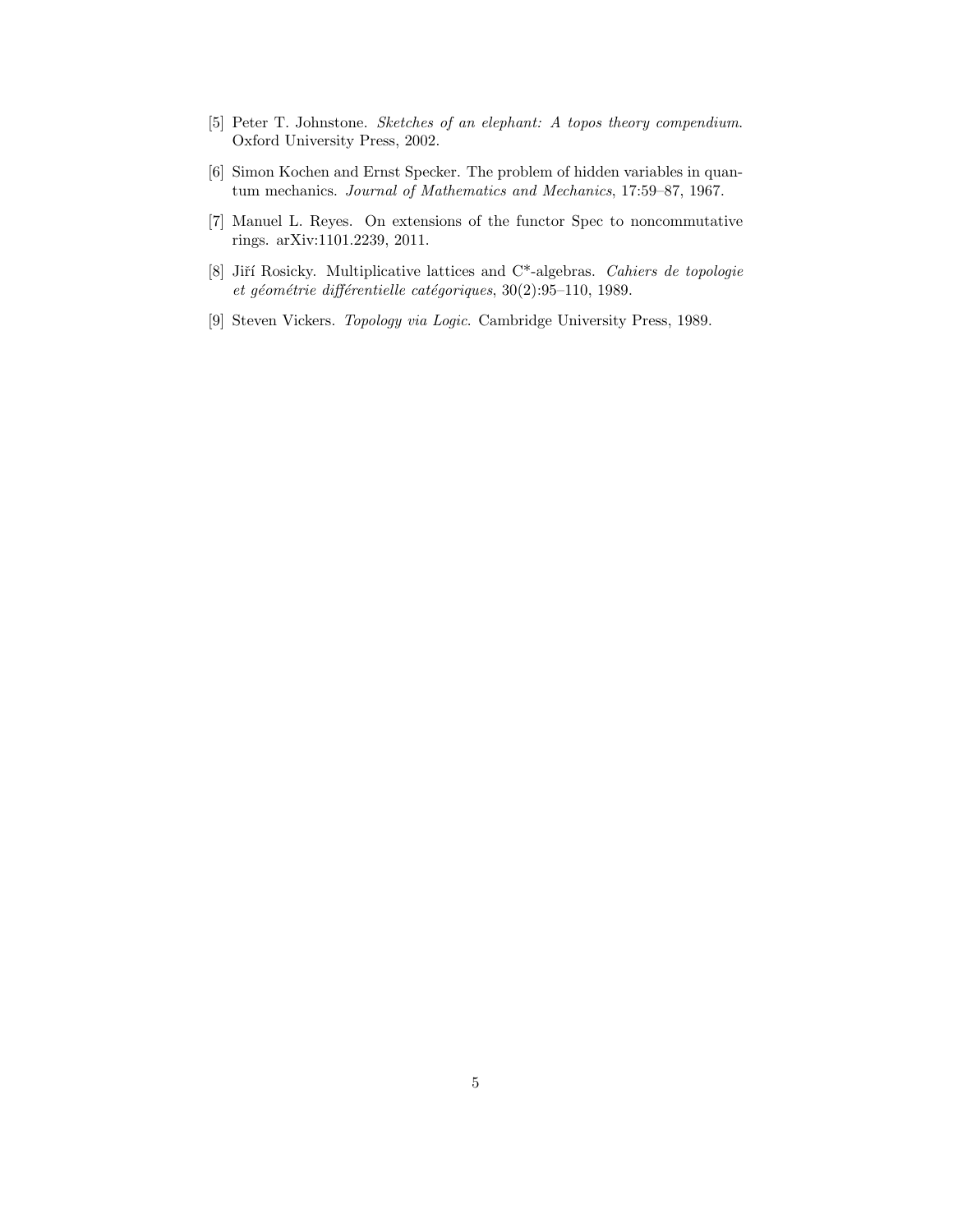[5] Peter T. Johnstone. *Sketches of an elephant: A topos theory compendium*. Oxford University Press, 2002.

[6] Simon Kochen and Ernst Specker. The problem of hidden variables in quantum mechanics. *Journal of Mathematics and Mechanics*, 17:59–87, 1967.

[7] Manuel L. Reyes. On extensions of the functor Spec to noncommutative rings. arXiv:1101.2239, 2011.

[8] Jiří Rosicky. Multiplicative lattices and C*-algebras. *Cahiers de topologie et géométrie différentielle catégoriques*, 30(2):95–110, 1989.

[9] Steven Vickers. *Topology via Logic*. Cambridge University Press, 1989.